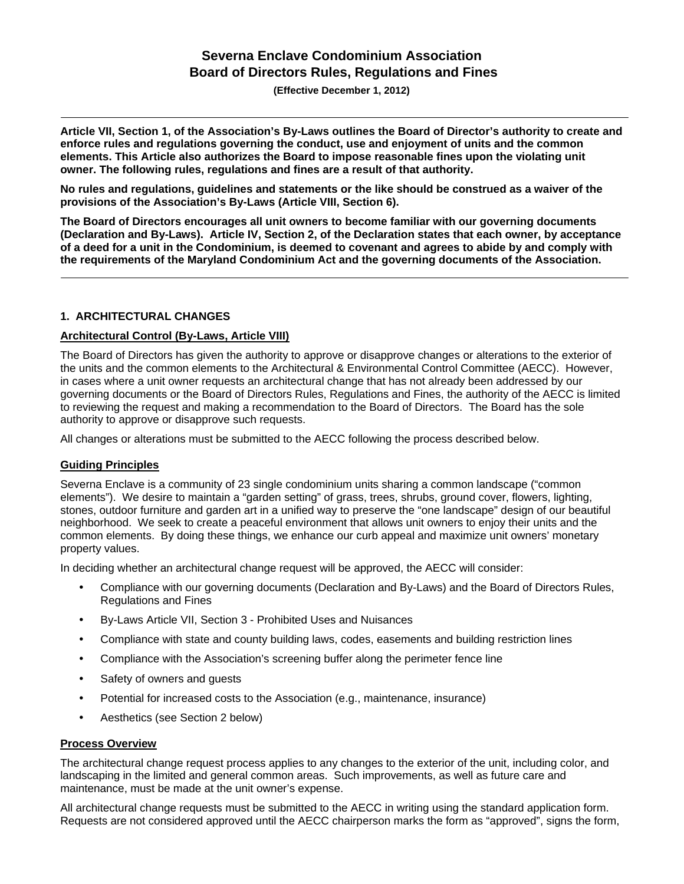# Severna Enclave Condominium Association
# Board of Directors Rules, Regulations and Fines

**(Effective December 1, 2012)**

---

**Article VII, Section 1, of the Association's By-Laws outlines the Board of Director's authority to create and enforce rules and regulations governing the conduct, use and enjoyment of units and the common elements. This Article also authorizes the Board to impose reasonable fines upon the violating unit owner. The following rules, regulations and fines are a result of that authority.**

**No rules and regulations, guidelines and statements or the like should be construed as a waiver of the provisions of the Association's By-Laws (Article VIII, Section 6).**

**The Board of Directors encourages all unit owners to become familiar with our governing documents (Declaration and By-Laws). Article IV, Section 2, of the Declaration states that each owner, by acceptance of a deed for a unit in the Condominium, is deemed to covenant and agrees to abide by and comply with the requirements of the Maryland Condominium Act and the governing documents of the Association.**

---

## 1. ARCHITECTURAL CHANGES

### Architectural Control (By-Laws, Article VIII)

The Board of Directors has given the authority to approve or disapprove changes or alterations to the exterior of the units and the common elements to the Architectural & Environmental Control Committee (AECC). However, in cases where a unit owner requests an architectural change that has not already been addressed by our governing documents or the Board of Directors Rules, Regulations and Fines, the authority of the AECC is limited to reviewing the request and making a recommendation to the Board of Directors. The Board has the sole authority to approve or disapprove such requests.

All changes or alterations must be submitted to the AECC following the process described below.

### Guiding Principles

Severna Enclave is a community of 23 single condominium units sharing a common landscape ("common elements"). We desire to maintain a "garden setting" of grass, trees, shrubs, ground cover, flowers, lighting, stones, outdoor furniture and garden art in a unified way to preserve the "one landscape" design of our beautiful neighborhood. We seek to create a peaceful environment that allows unit owners to enjoy their units and the common elements. By doing these things, we enhance our curb appeal and maximize unit owners' monetary property values.

In deciding whether an architectural change request will be approved, the AECC will consider:

- Compliance with our governing documents (Declaration and By-Laws) and the Board of Directors Rules, Regulations and Fines
- By-Laws Article VII, Section 3 - Prohibited Uses and Nuisances
- Compliance with state and county building laws, codes, easements and building restriction lines
- Compliance with the Association's screening buffer along the perimeter fence line
- Safety of owners and guests
- Potential for increased costs to the Association (e.g., maintenance, insurance)
- Aesthetics (see Section 2 below)

### Process Overview

The architectural change request process applies to any changes to the exterior of the unit, including color, and landscaping in the limited and general common areas. Such improvements, as well as future care and maintenance, must be made at the unit owner's expense.

All architectural change requests must be submitted to the AECC in writing using the standard application form. Requests are not considered approved until the AECC chairperson marks the form as "approved", signs the form,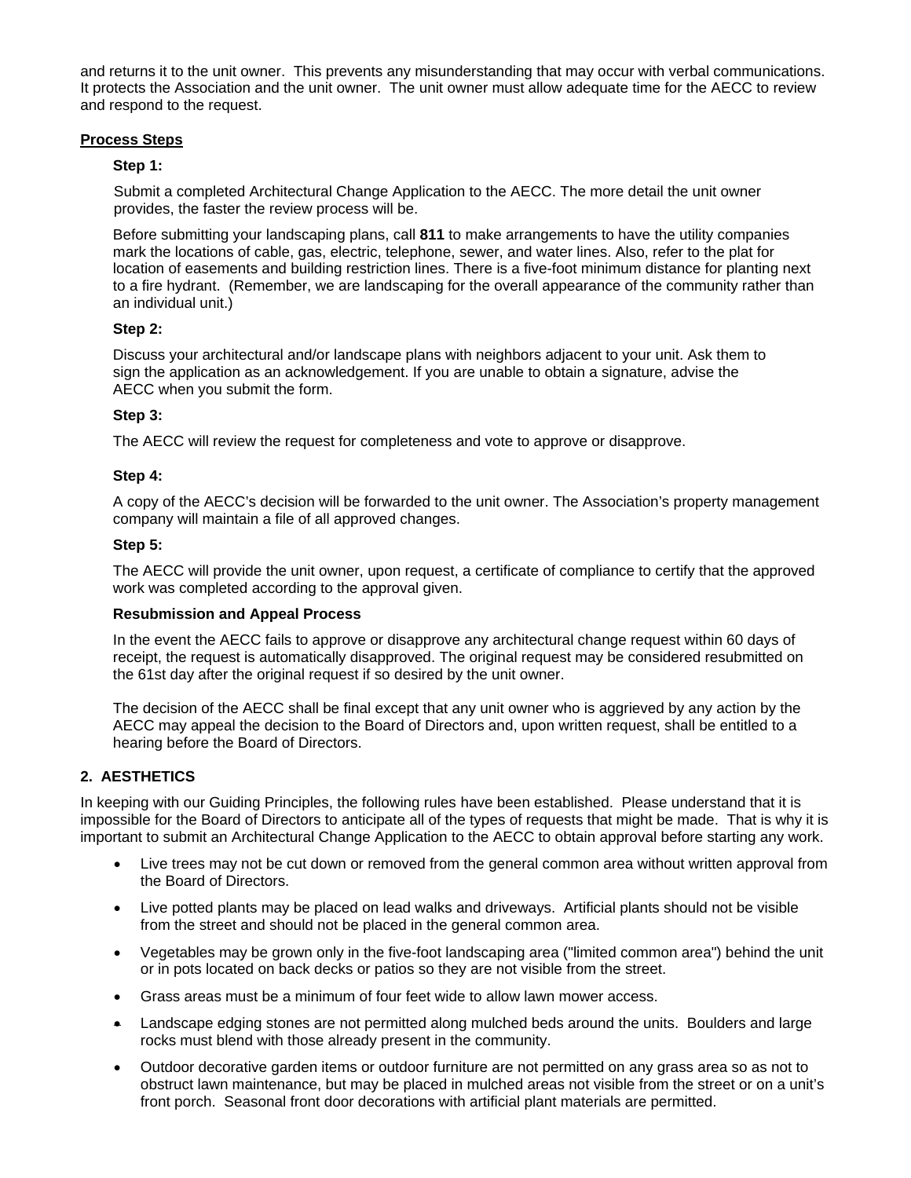and returns it to the unit owner. This prevents any misunderstanding that may occur with verbal communications. It protects the Association and the unit owner. The unit owner must allow adequate time for the AECC to review and respond to the request.

**Process Steps**

**Step 1:**

Submit a completed Architectural Change Application to the AECC. The more detail the unit owner provides, the faster the review process will be.

Before submitting your landscaping plans, call **811** to make arrangements to have the utility companies mark the locations of cable, gas, electric, telephone, sewer, and water lines. Also, refer to the plat for location of easements and building restriction lines. There is a five-foot minimum distance for planting next to a fire hydrant. (Remember, we are landscaping for the overall appearance of the community rather than an individual unit.)

**Step 2:**

Discuss your architectural and/or landscape plans with neighbors adjacent to your unit. Ask them to sign the application as an acknowledgement. If you are unable to obtain a signature, advise the AECC when you submit the form.

**Step 3:**

The AECC will review the request for completeness and vote to approve or disapprove.

**Step 4:**

A copy of the AECC's decision will be forwarded to the unit owner. The Association's property management company will maintain a file of all approved changes.

**Step 5:**

The AECC will provide the unit owner, upon request, a certificate of compliance to certify that the approved work was completed according to the approval given.

**Resubmission and Appeal Process**

In the event the AECC fails to approve or disapprove any architectural change request within 60 days of receipt, the request is automatically disapproved. The original request may be considered resubmitted on the 61st day after the original request if so desired by the unit owner.

The decision of the AECC shall be final except that any unit owner who is aggrieved by any action by the AECC may appeal the decision to the Board of Directors and, upon written request, shall be entitled to a hearing before the Board of Directors.

## 2. AESTHETICS

In keeping with our Guiding Principles, the following rules have been established. Please understand that it is impossible for the Board of Directors to anticipate all of the types of requests that might be made. That is why it is important to submit an Architectural Change Application to the AECC to obtain approval before starting any work.

- Live trees may not be cut down or removed from the general common area without written approval from the Board of Directors.
- Live potted plants may be placed on lead walks and driveways. Artificial plants should not be visible from the street and should not be placed in the general common area.
- Vegetables may be grown only in the five-foot landscaping area ("limited common area") behind the unit or in pots located on back decks or patios so they are not visible from the street.
- Grass areas must be a minimum of four feet wide to allow lawn mower access.
- Landscape edging stones are not permitted along mulched beds around the units. Boulders and large rocks must blend with those already present in the community.
- Outdoor decorative garden items or outdoor furniture are not permitted on any grass area so as not to obstruct lawn maintenance, but may be placed in mulched areas not visible from the street or on a unit's front porch. Seasonal front door decorations with artificial plant materials are permitted.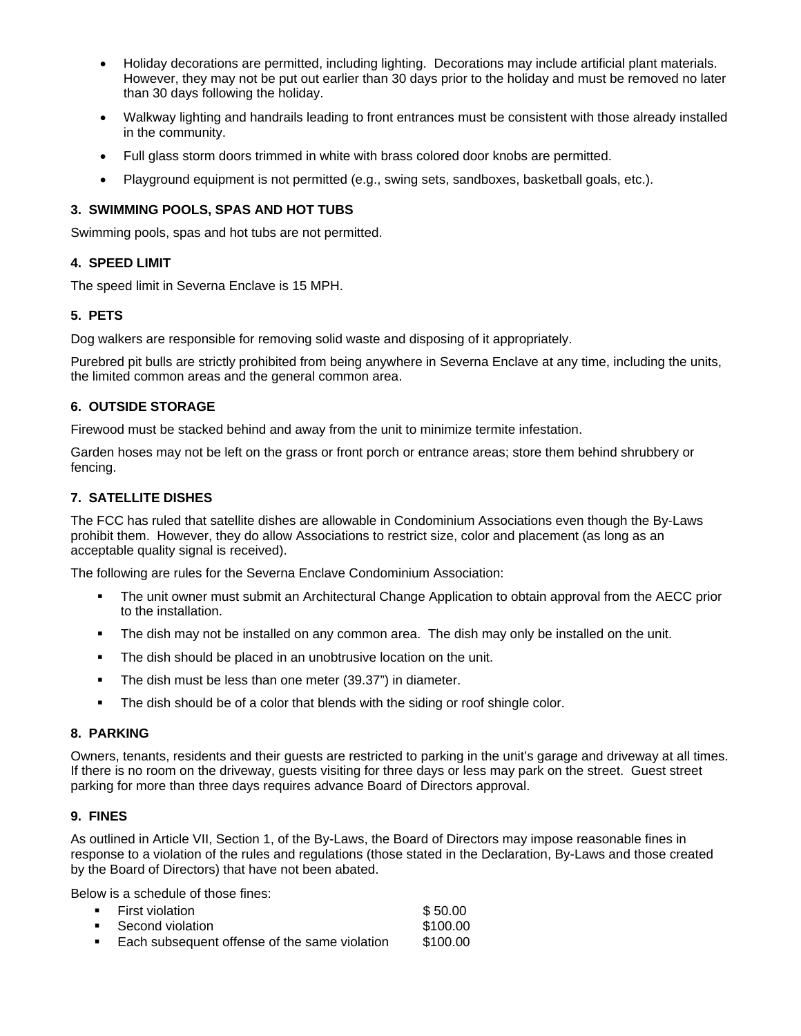- Holiday decorations are permitted, including lighting. Decorations may include artificial plant materials. However, they may not be put out earlier than 30 days prior to the holiday and must be removed no later than 30 days following the holiday.
- Walkway lighting and handrails leading to front entrances must be consistent with those already installed in the community.
- Full glass storm doors trimmed in white with brass colored door knobs are permitted.
- Playground equipment is not permitted (e.g., swing sets, sandboxes, basketball goals, etc.).

### 3. SWIMMING POOLS, SPAS AND HOT TUBS

Swimming pools, spas and hot tubs are not permitted.

### 4. SPEED LIMIT

The speed limit in Severna Enclave is 15 MPH.

### 5. PETS

Dog walkers are responsible for removing solid waste and disposing of it appropriately.

Purebred pit bulls are strictly prohibited from being anywhere in Severna Enclave at any time, including the units, the limited common areas and the general common area.

### 6. OUTSIDE STORAGE

Firewood must be stacked behind and away from the unit to minimize termite infestation.

Garden hoses may not be left on the grass or front porch or entrance areas; store them behind shrubbery or fencing.

### 7. SATELLITE DISHES

The FCC has ruled that satellite dishes are allowable in Condominium Associations even though the By-Laws prohibit them. However, they do allow Associations to restrict size, color and placement (as long as an acceptable quality signal is received).

The following are rules for the Severna Enclave Condominium Association:

- The unit owner must submit an Architectural Change Application to obtain approval from the AECC prior to the installation.
- The dish may not be installed on any common area. The dish may only be installed on the unit.
- The dish should be placed in an unobtrusive location on the unit.
- The dish must be less than one meter (39.37") in diameter.
- The dish should be of a color that blends with the siding or roof shingle color.

### 8. PARKING

Owners, tenants, residents and their guests are restricted to parking in the unit's garage and driveway at all times. If there is no room on the driveway, guests visiting for three days or less may park on the street. Guest street parking for more than three days requires advance Board of Directors approval.

### 9. FINES

As outlined in Article VII, Section 1, of the By-Laws, the Board of Directors may impose reasonable fines in response to a violation of the rules and regulations (those stated in the Declaration, By-Laws and those created by the Board of Directors) that have not been abated.

Below is a schedule of those fines:

- First violation $ 50.00
- Second violation $100.00
- Each subsequent offense of the same violation $100.00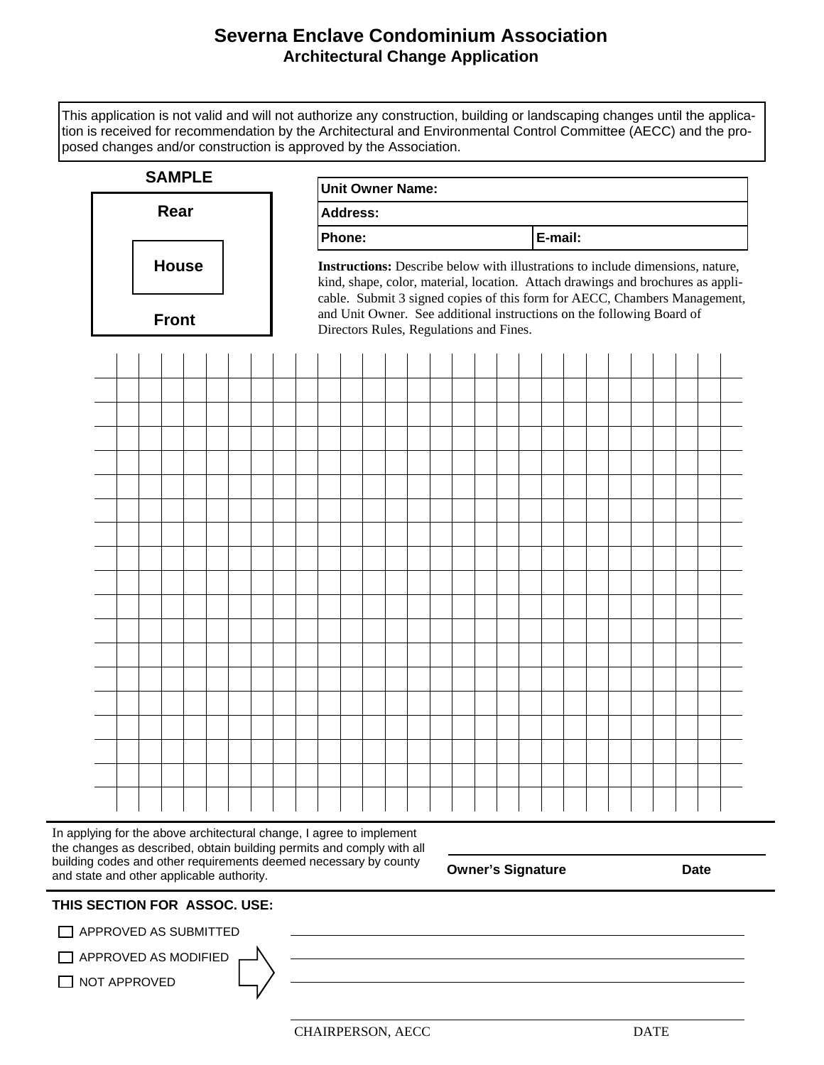# Severna Enclave Condominium Association

## Architectural Change Application

This application is not valid and will not authorize any construction, building or landscaping changes until the application is received for recommendation by the Architectural and Environmental Control Committee (AECC) and the proposed changes and/or construction is approved by the Association.

**SAMPLE**

**Rear**

**House**

**Front**

| | |
|---|---|
| **Unit Owner Name:** | |
| **Address:** | |
| **Phone:** | **E-mail:** |

**Instructions:** Describe below with illustrations to include dimensions, nature, kind, shape, color, material, location. Attach drawings and brochures as applicable. Submit 3 signed copies of this form for AECC, Chambers Management, and Unit Owner. See additional instructions on the following Board of Directors Rules, Regulations and Fines.

In applying for the above architectural change, I agree to implement the changes as described, obtain building permits and comply with all building codes and other requirements deemed necessary by county and state and other applicable authority.

**Owner's Signature** **Date**

**THIS SECTION FOR ASSOC. USE:**

- ☐ APPROVED AS SUBMITTED
- ☐ APPROVED AS MODIFIED
- ☐ NOT APPROVED

CHAIRPERSON, AECC DATE